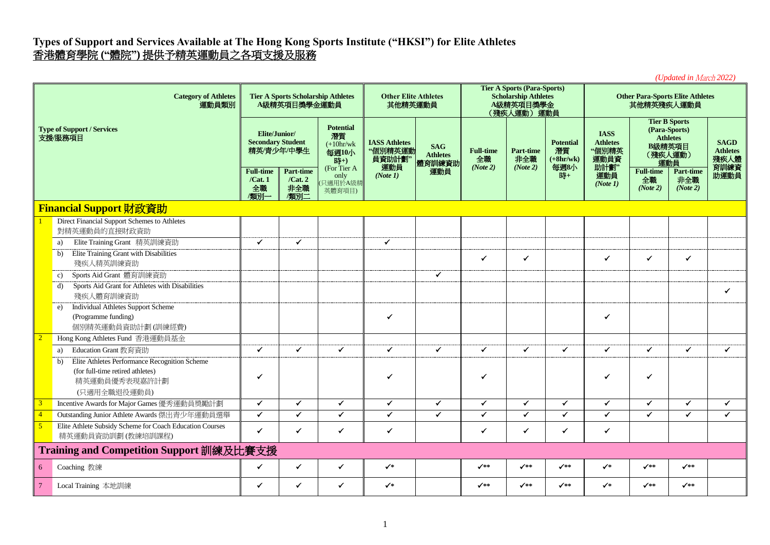## Types of Support and Services Available at The Hong Kong Sports Institute ("HKSI") for Elite Athletes
## 香港體育學院 ("體院") 提供予精英運動員之各項支援及服務

*(Updated in March 2022)*

| Category of Athletes 運動員類別 / Type of Support / Services 支援/服務項目 | Tier A Sports Scholarship Athletes A級精英項目獎學金運動員 | | | Other Elite Athletes 其他精英運動員 | | Tier A Sports (Para-Sports) Scholarship Athletes A級精英項目獎學金（殘疾人運動）運動員 | | | Other Para-Sports Elite Athletes 其他精英殘疾人運動員 | | | |
|---|---|---|---|---|---|---|---|---|---|---|---|---|
| | Elite/Junior/ Secondary Student 精英/青少年/中學生 | | Potential 潛質 (+10hr/wk 每週10小時+) (For Tier A only 只適用於A級精英體育項目) | IASS Athletes "個別精英運動員資助計劃"運動員 *(Note 1)* | SAG Athletes 體育訓練資助運動員 | Full-time 全職 *(Note 2)* | Part-time 非全職 *(Note 2)* | Potential 潛質 (+8hr/wk) 每週8小時+ | IASS Athletes "個別精英運動員資助計劃"運動員 *(Note 1)* | Tier B Sports (Para-Sports) Athletes B級精英項目（殘疾人運動）運動員 | | SAGD Athletes 殘疾人體育訓練資助運動員 |
| | Full-time /Cat. 1 全職/類別一 | Part-time /Cat. 2 非全職/類別二 | | | | | | | | Full-time 全職 *(Note 2)* | Part-time 非全職 *(Note 2)* | |
| **Financial Support 財政資助** | | | | | | | | | | | | |
| 1 Direct Financial Support Schemes to Athletes 對精英運動員的直接財政資助 | | | | | | | | | | | | |
| a) Elite Training Grant 精英訓練資助 | ✓ | ✓ | | ✓ | | | | | | | | |
| b) Elite Training Grant with Disabilities 殘疾人精英訓練資助 | | | | | | ✓ | ✓ | | ✓ | ✓ | ✓ | |
| c) Sports Aid Grant 體育訓練資助 | | | | | ✓ | | | | | | | |
| d) Sports Aid Grant for Athletes with Disabilities 殘疾人體育訓練資助 | | | | | | | | | | | | ✓ |
| e) Individual Athletes Support Scheme (Programme funding) 個別精英運動員資助計劃 (訓練經費) | | | | ✓ | | | | | ✓ | | | |
| 2 Hong Kong Athletes Fund 香港運動員基金 | | | | | | | | | | | | |
| a) Education Grant 教育資助 | ✓ | ✓ | ✓ | ✓ | ✓ | ✓ | ✓ | ✓ | ✓ | ✓ | ✓ | ✓ |
| b) Elite Athletes Performance Recognition Scheme (for full-time retired athletes) 精英運動員優秀表現嘉許計劃 (只適用全職退役運動員) | ✓ | | | ✓ | | ✓ | | | ✓ | ✓ | | |
| 3 Incentive Awards for Major Games 優秀運動員獎勵計劃 | ✓ | ✓ | ✓ | ✓ | ✓ | ✓ | ✓ | ✓ | ✓ | ✓ | ✓ | ✓ |
| 4 Outstanding Junior Athlete Awards 傑出青少年運動員選舉 | ✓ | ✓ | ✓ | ✓ | ✓ | ✓ | ✓ | ✓ | ✓ | ✓ | ✓ | ✓ |
| 5 Elite Athlete Subsidy Scheme for Coach Education Courses 精英運動員資助訓劃 (教練培訓課程) | ✓ | ✓ | ✓ | ✓ | | ✓ | ✓ | ✓ | ✓ | | | |
| **Training and Competition Support 訓練及比賽支援** | | | | | | | | | | | | |
| 6 Coaching 教練 | ✓ | ✓ | ✓ | ✓* | | ✓** | ✓** | ✓** | ✓* | ✓** | ✓** | |
| 7 Local Training 本地訓練 | ✓ | ✓ | ✓ | ✓* | | ✓** | ✓** | ✓** | ✓* | ✓** | ✓** | |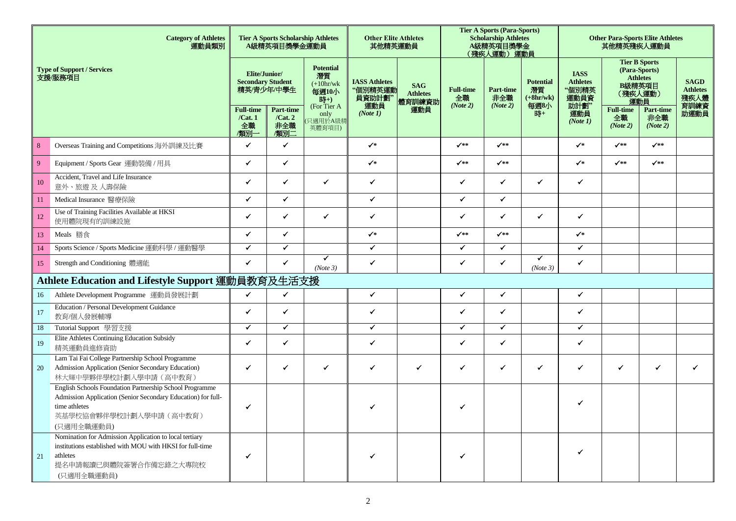| | Category of Athletes 運動員類別 | Tier A Sports Scholarship Athletes A級精英項目獎學金運動員 | | | Other Elite Athletes 其他精英運動員 | | Tier A Sports (Para-Sports) Scholarship Athletes A級精英項目獎學金（殘疾人運動）運動員 | | | Other Para-Sports Elite Athletes 其他精英殘疾人運動員 | | | |
|---|---|---|---|---|---|---|---|---|---|---|---|---|---|
| | **Type of Support / Services 支援/服務項目** | Elite/Junior/ Secondary Student 精英/青少年/中學生 | | Potential 潛質 (+10hr/wk 每週10小時+) (For Tier A only 只適用於A級精英體育項目) | IASS Athletes "個別精英運動員資助計劃" 運動員 *(Note 1)* | SAG Athletes 體育訓練資助運動員 | Full-time 全職 *(Note 2)* | Part-time 非全職 *(Note 2)* | Potential 潛質 (+8hr/wk) 每週8小時+ | IASS Athletes "個別精英運動員資助計劃" 運動員 *(Note 1)* | Tier B Sports (Para-Sports) Athletes B級精英項目（殘疾人運動）運動員 | | SAGD Athletes 殘疾人體育訓練資助運動員 |
| | | Full-time /Cat. 1 全職/類別一 | Part-time /Cat. 2 非全職/類別二 | | | | | | | | Full-time 全職 *(Note 2)* | Part-time 非全職 *(Note 2)* | |
| 8 | Overseas Training and Competitions 海外訓練及比賽 | ✓ | ✓ | | ✓* | | ✓** | ✓** | | ✓* | ✓** | ✓** | |
| 9 | Equipment / Sports Gear 運動裝備 / 用具 | ✓ | ✓ | | ✓* | | ✓** | ✓** | | ✓* | ✓** | ✓** | |
| 10 | Accident, Travel and Life Insurance 意外、旅遊 及 人壽保險 | ✓ | ✓ | ✓ | ✓ | | ✓ | ✓ | ✓ | ✓ | | | |
| 11 | Medical Insurance 醫療保險 | ✓ | ✓ | | ✓ | | ✓ | ✓ | | | | | |
| 12 | Use of Training Facilities Available at HKSI 使用體院現有的訓練設施 | ✓ | ✓ | ✓ | ✓ | | ✓ | ✓ | ✓ | ✓ | | | |
| 13 | Meals 膳食 | ✓ | ✓ | | ✓* | | ✓** | ✓** | | ✓* | | | |
| 14 | Sports Science / Sports Medicine 運動科學 / 運動醫學 | ✓ | ✓ | | ✓ | | ✓ | ✓ | | ✓ | | | |
| 15 | Strength and Conditioning 體適能 | ✓ | ✓ | ✓ *(Note 3)* | ✓ | | ✓ | ✓ | ✓ *(Note 3)* | ✓ | | | |
| | **Athlete Education and Lifestyle Support 運動員教育及生活支援** | | | | | | | | | | | | |
| 16 | Athlete Development Programme 運動員發展計劃 | ✓ | ✓ | | ✓ | | ✓ | ✓ | | ✓ | | | |
| 17 | Education / Personal Development Guidance 教育/個人發展輔導 | ✓ | ✓ | | ✓ | | ✓ | ✓ | | ✓ | | | |
| 18 | Tutorial Support 學習支援 | ✓ | ✓ | | ✓ | | ✓ | ✓ | | ✓ | | | |
| 19 | Elite Athletes Continuing Education Subsidy 精英運動員進修資助 | ✓ | ✓ | | ✓ | | ✓ | ✓ | | ✓ | | | |
| 20 | Lam Tai Fai College Partnership School Programme Admission Application (Senior Secondary Education) 林大輝中學夥伴學校計劃入學申請（高中教育） | ✓ | ✓ | ✓ | ✓ | ✓ | ✓ | ✓ | ✓ | ✓ | ✓ | ✓ | ✓ |
| | English Schools Foundation Partnership School Programme Admission Application (Senior Secondary Education) for full-time athletes 英基學校協會夥伴學校計劃入學申請（高中教育）(只適用全職運動員) | ✓ | | | ✓ | | ✓ | | | ✓ | | | |
| 21 | Nomination for Admission Application to local tertiary institutions established with MOU with HKSI for full-time athletes 提名申請報讀已與體院簽署合作備忘錄之大專院校 (只適用全職運動員) | ✓ | | | ✓ | | ✓ | | | ✓ | | | |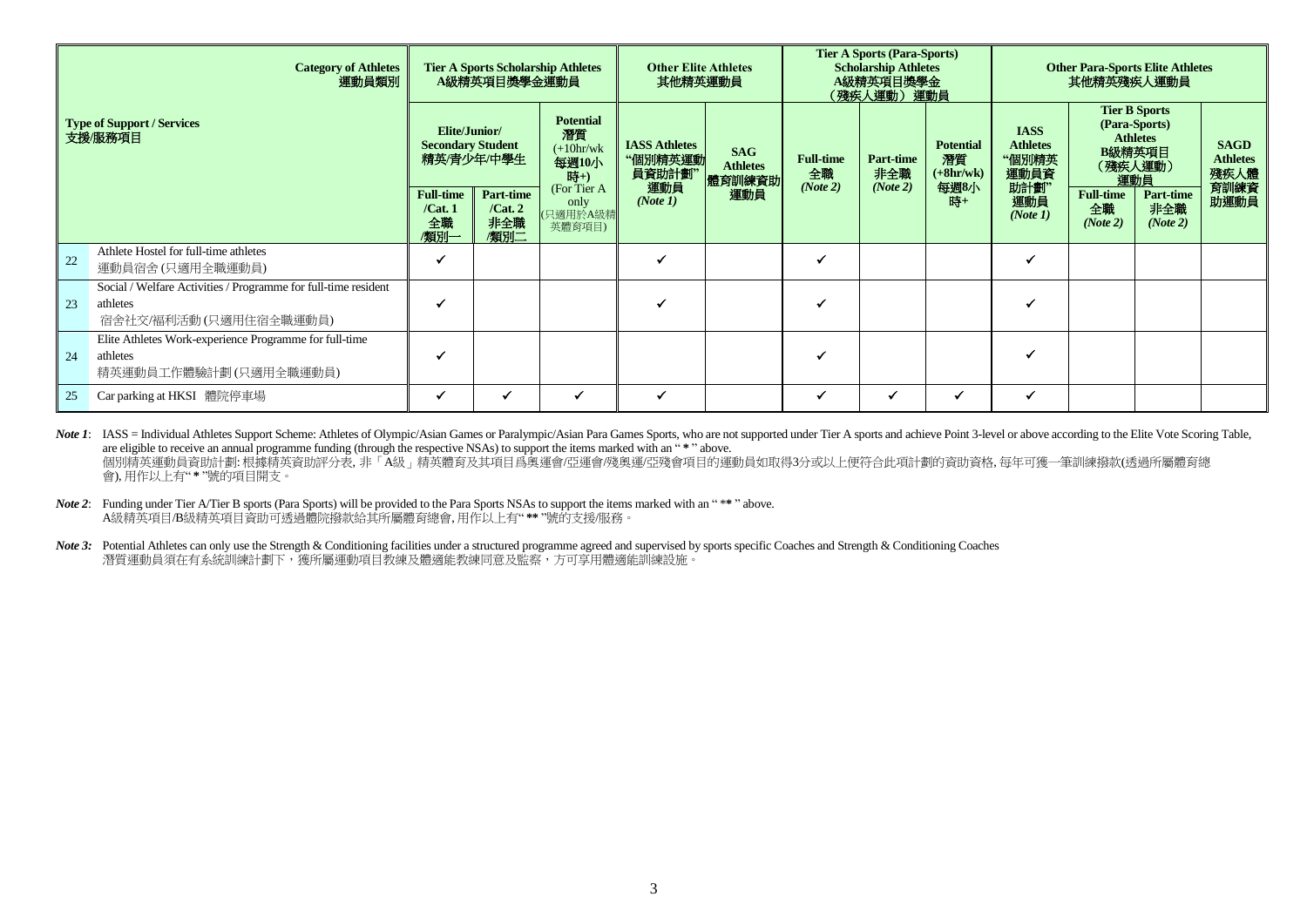| Category of Athletes 運動員類別 | | Tier A Sports Scholarship Athletes A級精英項目獎學金運動員 | | | Other Elite Athletes 其他精英運動員 | | Tier A Sports (Para-Sports) Scholarship Athletes A級精英項目獎學金（殘疾人運動）運動員 | | | Other Para-Sports Elite Athletes 其他精英殘疾人運動員 | | | |
|---|---|---|---|---|---|---|---|---|---|---|---|---|---|
| Type of Support / Services 支援/服務項目 | | Elite/Junior/ Secondary Student 精英/青少年/中學生 | | Potential 潛質 (+10hr/wk 每週10小時+) (For Tier A only (只適用於A級精英體育項目) | IASS Athletes "個別精英運動員資助計劃" 運動員 *(Note 1)* | SAG Athletes 體育訓練資助運動員 | Full-time 全職 *(Note 2)* | Part-time 非全職 *(Note 2)* | Potential 潛質 (+8hr/wk) 每週8小時+ | IASS Athletes "個別精英運動員資助計劃" 運動員 *(Note 1)* | Tier B Sports (Para-Sports) Athletes B級精英項目（殘疾人運動）運動員 | | SAGD Athletes 殘疾人體育訓練資助運動員 |
| | | Full-time /Cat. 1 全職/類別一 | Part-time /Cat. 2 非全職/類別二 | | | | | | | | Full-time 全職 *(Note 2)* | Part-time 非全職 *(Note 2)* | |
| 22 | Athlete Hostel for full-time athletes 運動員宿舍 (只適用全職運動員) | ✓ | | | ✓ | | ✓ | | | ✓ | | | |
| 23 | Social / Welfare Activities / Programme for full-time resident athletes 宿舍社交/福利活動 (只適用住宿全職運動員) | ✓ | | | ✓ | | ✓ | | | ✓ | | | |
| 24 | Elite Athletes Work-experience Programme for full-time athletes 精英運動員工作體驗計劃 (只適用全職運動員) | ✓ | | | | | ✓ | | | ✓ | | | |
| 25 | Car parking at HKSI 體院停車場 | ✓ | ✓ | ✓ | ✓ | | ✓ | ✓ | ✓ | ✓ | | | |

***Note 1***: IASS = Individual Athletes Support Scheme: Athletes of Olympic/Asian Games or Paralympic/Asian Para Games Sports, who are not supported under Tier A sports and achieve Point 3-level or above according to the Elite Vote Scoring Table, are eligible to receive an annual programme funding (through the respective NSAs) to support the items marked with an " * " above.
個別精英運動員資助計劃: 根據精英資助評分表, 非「A級」精英體育及其項目爲奧運會/亞運會/殘奧運/亞殘會項目的運動員如取得3分或以上便符合此項計劃的資助資格, 每年可獲一筆訓練撥款(透過所屬體育總會), 用作以上有" * "號的項目開支。

***Note 2***: Funding under Tier A/Tier B sports (Para Sports) will be provided to the Para Sports NSAs to support the items marked with an " ** " above.
A級精英項目/B級精英項目資助可透過體院撥款給其所屬體育總會, 用作以上有" ** "號的支援/服務。

***Note 3:*** Potential Athletes can only use the Strength & Conditioning facilities under a structured programme agreed and supervised by sports specific Coaches and Strength & Conditioning Coaches
潛質運動員須在有系統訓練計劃下，獲所屬運動項目教練及體適能教練同意及監察，方可享用體適能訓練設施。